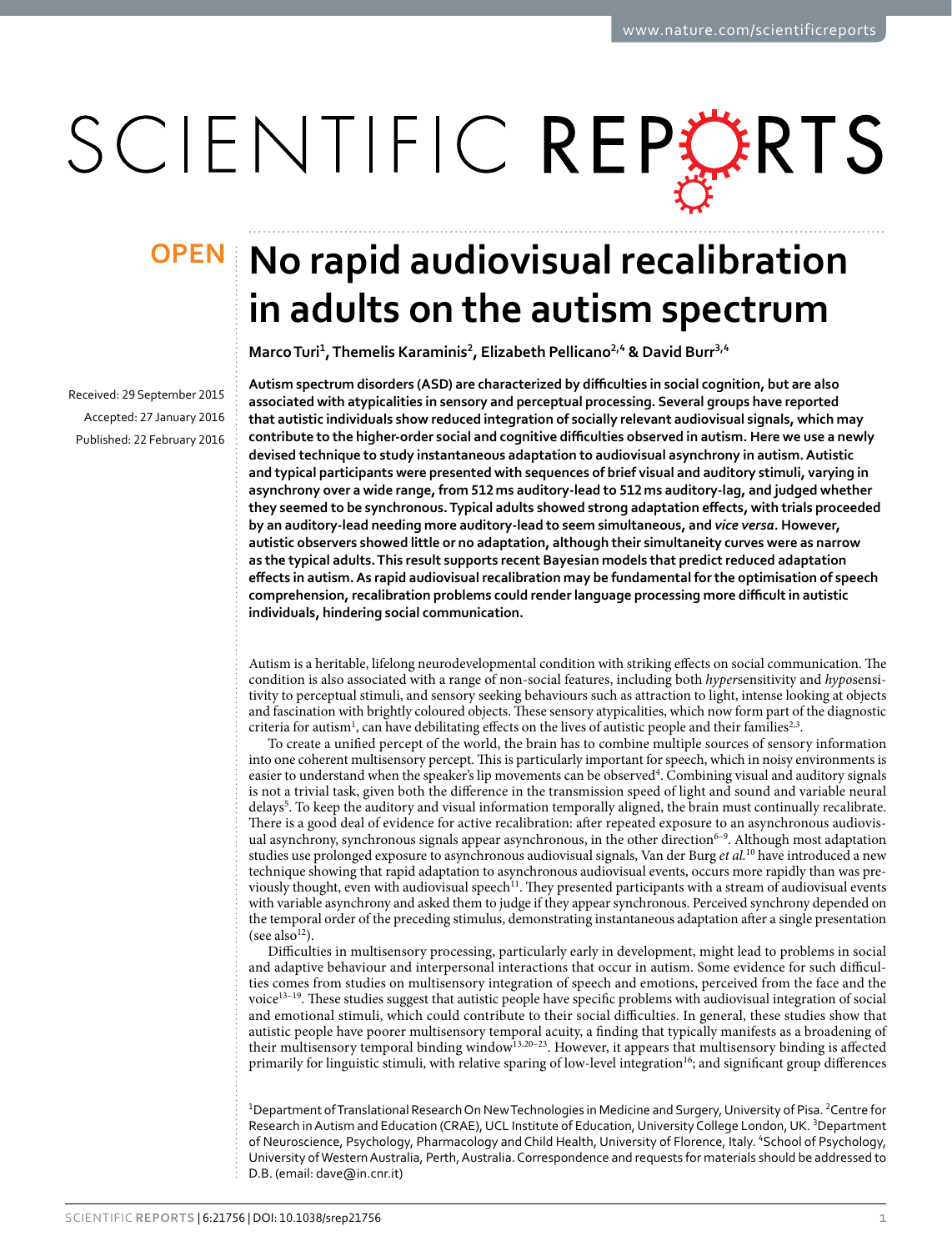# No rapid audiovisual recalibration in adults on the autism spectrum

**Marco Turi[1], Themelis Karaminis[2], Elizabeth Pellicano[2,4] & David Burr[3,4]**

Received: 29 September 2015
Accepted: 27 January 2016
Published: 22 February 2016

**Autism spectrum disorders (ASD) are characterized by difficulties in social cognition, but are also associated with atypicalities in sensory and perceptual processing. Several groups have reported that autistic individuals show reduced integration of socially relevant audiovisual signals, which may contribute to the higher-order social and cognitive difficulties observed in autism. Here we use a newly devised technique to study instantaneous adaptation to audiovisual asynchrony in autism. Autistic and typical participants were presented with sequences of brief visual and auditory stimuli, varying in asynchrony over a wide range, from 512 ms auditory-lead to 512 ms auditory-lag, and judged whether they seemed to be synchronous. Typical adults showed strong adaptation effects, with trials proceeded by an auditory-lead needing more auditory-lead to seem simultaneous, and *vice versa*. However, autistic observers showed little or no adaptation, although their simultaneity curves were as narrow as the typical adults. This result supports recent Bayesian models that predict reduced adaptation effects in autism. As rapid audiovisual recalibration may be fundamental for the optimisation of speech comprehension, recalibration problems could render language processing more difficult in autistic individuals, hindering social communication.**

Autism is a heritable, lifelong neurodevelopmental condition with striking effects on social communication. The condition is also associated with a range of non-social features, including both *hyper*sensitivity and *hypo*sensitivity to perceptual stimuli, and sensory seeking behaviours such as attraction to light, intense looking at objects and fascination with brightly coloured objects. These sensory atypicalities, which now form part of the diagnostic criteria for autism[1], can have debilitating effects on the lives of autistic people and their families[2,3].

To create a unified percept of the world, the brain has to combine multiple sources of sensory information into one coherent multisensory percept. This is particularly important for speech, which in noisy environments is easier to understand when the speaker's lip movements can be observed[4]. Combining visual and auditory signals is not a trivial task, given both the difference in the transmission speed of light and sound and variable neural delays[5]. To keep the auditory and visual information temporally aligned, the brain must continually recalibrate. There is a good deal of evidence for active recalibration: after repeated exposure to an asynchronous audiovisual asynchrony, synchronous signals appear asynchronous, in the other direction[6–9]. Although most adaptation studies use prolonged exposure to asynchronous audiovisual signals, Van der Burg *et al.*[10] have introduced a new technique showing that rapid adaptation to asynchronous audiovisual events, occurs more rapidly than was previously thought, even with audiovisual speech[11]. They presented participants with a stream of audiovisual events with variable asynchrony and asked them to judge if they appear synchronous. Perceived synchrony depended on the temporal order of the preceding stimulus, demonstrating instantaneous adaptation after a single presentation (see also[12]).

Difficulties in multisensory processing, particularly early in development, might lead to problems in social and adaptive behaviour and interpersonal interactions that occur in autism. Some evidence for such difficulties comes from studies on multisensory integration of speech and emotions, perceived from the face and the voice[13–19]. These studies suggest that autistic people have specific problems with audiovisual integration of social and emotional stimuli, which could contribute to their social difficulties. In general, these studies show that autistic people have poorer multisensory temporal acuity, a finding that typically manifests as a broadening of their multisensory temporal binding window[13,20–23]. However, it appears that multisensory binding is affected primarily for linguistic stimuli, with relative sparing of low-level integration[16]; and significant group differences

[1]Department of Translational Research On New Technologies in Medicine and Surgery, University of Pisa. [2]Centre for Research in Autism and Education (CRAE), UCL Institute of Education, University College London, UK. [3]Department of Neuroscience, Psychology, Pharmacology and Child Health, University of Florence, Italy. [4]School of Psychology, University of Western Australia, Perth, Australia. Correspondence and requests for materials should be addressed to D.B. (email: dave@in.cnr.it)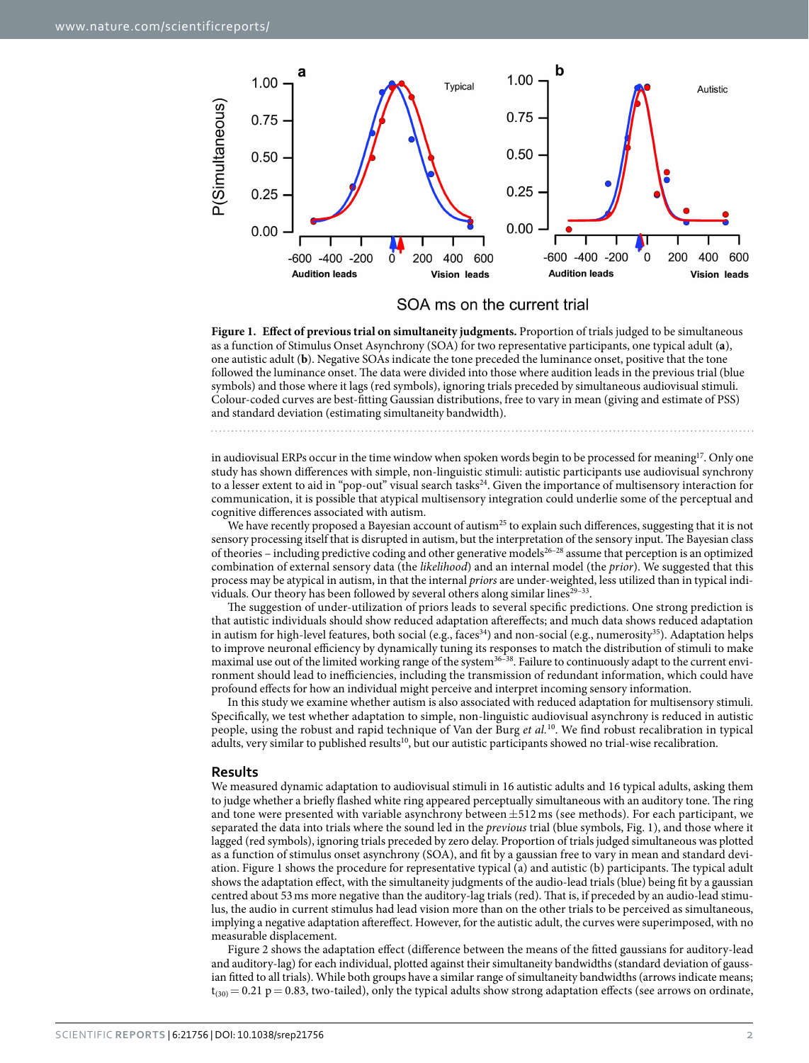**Figure 1. Effect of previous trial on simultaneity judgments.** Proportion of trials judged to be simultaneous as a function of Stimulus Onset Asynchrony (SOA) for two representative participants, one typical adult (**a**), one autistic adult (**b**). Negative SOAs indicate the tone preceded the luminance onset, positive that the tone followed the luminance onset. The data were divided into those where audition leads in the previous trial (blue symbols) and those where it lags (red symbols), ignoring trials preceded by simultaneous audiovisual stimuli. Colour-coded curves are best-fitting Gaussian distributions, free to vary in mean (giving and estimate of PSS) and standard deviation (estimating simultaneity bandwidth).

in audiovisual ERPs occur in the time window when spoken words begin to be processed for meaning[17]. Only one study has shown differences with simple, non-linguistic stimuli: autistic participants use audiovisual synchrony to a lesser extent to aid in "pop-out" visual search tasks[24]. Given the importance of multisensory interaction for communication, it is possible that atypical multisensory integration could underlie some of the perceptual and cognitive differences associated with autism.

We have recently proposed a Bayesian account of autism[25] to explain such differences, suggesting that it is not sensory processing itself that is disrupted in autism, but the interpretation of the sensory input. The Bayesian class of theories – including predictive coding and other generative models[26–28] assume that perception is an optimized combination of external sensory data (the *likelihood*) and an internal model (the *prior*). We suggested that this process may be atypical in autism, in that the internal *priors* are under-weighted, less utilized than in typical individuals. Our theory has been followed by several others along similar lines[29–33].

The suggestion of under-utilization of priors leads to several specific predictions. One strong prediction is that autistic individuals should show reduced adaptation aftereffects; and much data shows reduced adaptation in autism for high-level features, both social (e.g., faces[34]) and non-social (e.g., numerosity[35]). Adaptation helps to improve neuronal efficiency by dynamically tuning its responses to match the distribution of stimuli to make maximal use out of the limited working range of the system[36–38]. Failure to continuously adapt to the current environment should lead to inefficiencies, including the transmission of redundant information, which could have profound effects for how an individual might perceive and interpret incoming sensory information.

In this study we examine whether autism is also associated with reduced adaptation for multisensory stimuli. Specifically, we test whether adaptation to simple, non-linguistic audiovisual asynchrony is reduced in autistic people, using the robust and rapid technique of Van der Burg *et al.*[10]. We find robust recalibration in typical adults, very similar to published results[10], but our autistic participants showed no trial-wise recalibration.

## Results

We measured dynamic adaptation to audiovisual stimuli in 16 autistic adults and 16 typical adults, asking them to judge whether a briefly flashed white ring appeared perceptually simultaneous with an auditory tone. The ring and tone were presented with variable asynchrony between $\pm 512$ ms (see methods). For each participant, we separated the data into trials where the sound led in the *previous* trial (blue symbols, Fig. 1), and those where it lagged (red symbols), ignoring trials preceded by zero delay. Proportion of trials judged simultaneous was plotted as a function of stimulus onset asynchrony (SOA), and fit by a gaussian free to vary in mean and standard deviation. Figure 1 shows the procedure for representative typical (a) and autistic (b) participants. The typical adult shows the adaptation effect, with the simultaneity judgments of the audio-lead trials (blue) being fit by a gaussian centred about 53 ms more negative than the auditory-lag trials (red). That is, if preceded by an audio-lead stimulus, the audio in current stimulus had lead vision more than on the other trials to be perceived as simultaneous, implying a negative adaptation aftereffect. However, for the autistic adult, the curves were superimposed, with no measurable displacement.

Figure 2 shows the adaptation effect (difference between the means of the fitted gaussians for auditory-lead and auditory-lag) for each individual, plotted against their simultaneity bandwidths (standard deviation of gaussian fitted to all trials). While both groups have a similar range of simultaneity bandwidths (arrows indicate means; $t_{(30)} = 0.21$ $p = 0.83$, two-tailed), only the typical adults show strong adaptation effects (see arrows on ordinate,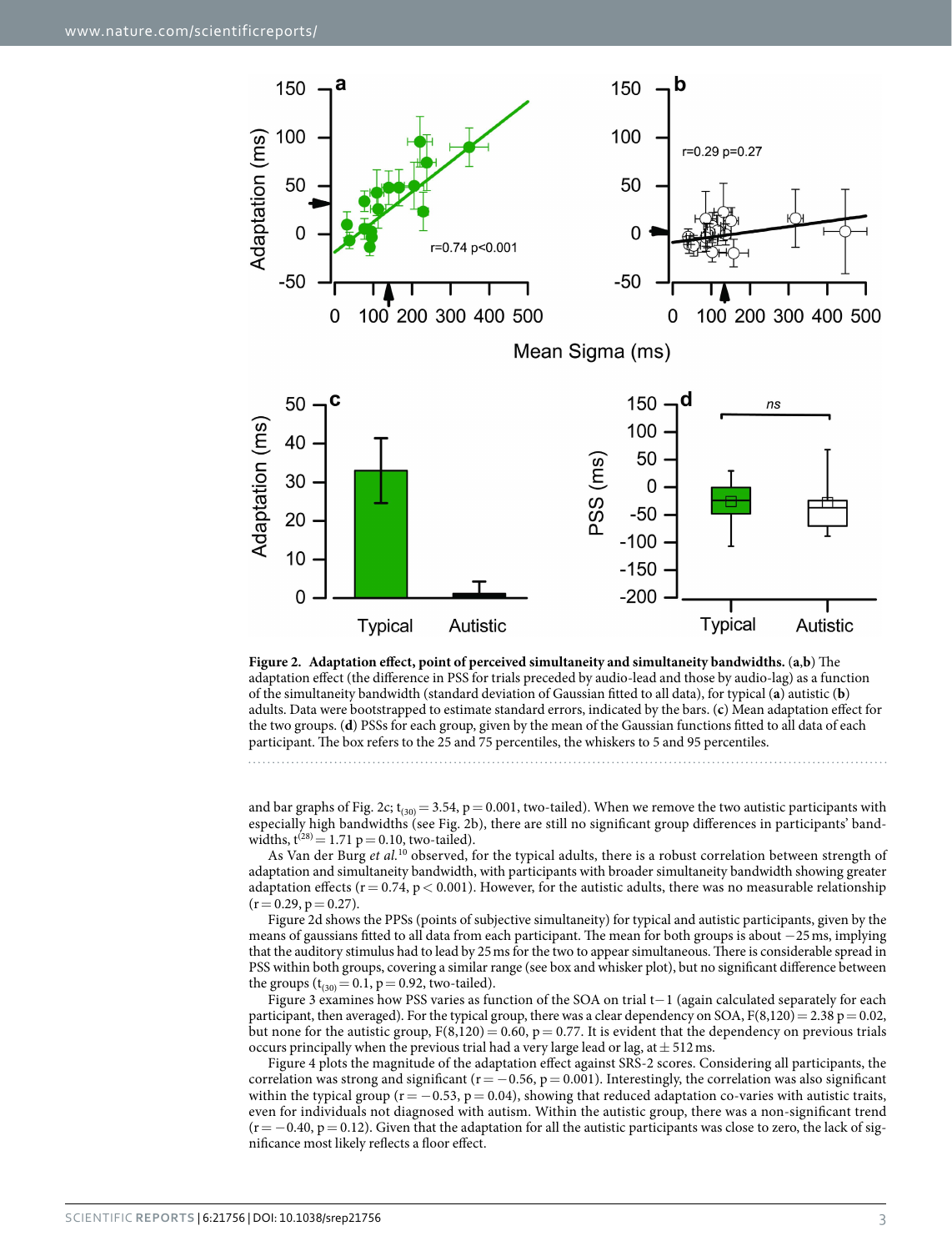**Figure 2. Adaptation effect, point of perceived simultaneity and simultaneity bandwidths.** (**a**,**b**) The adaptation effect (the difference in PSS for trials preceded by audio-lead and those by audio-lag) as a function of the simultaneity bandwidth (standard deviation of Gaussian fitted to all data), for typical (**a**) autistic (**b**) adults. Data were bootstrapped to estimate standard errors, indicated by the bars. (**c**) Mean adaptation effect for the two groups. (**d**) PSSs for each group, given by the mean of the Gaussian functions fitted to all data of each participant. The box refers to the 25 and 75 percentiles, the whiskers to 5 and 95 percentiles.

and bar graphs of Fig. 2c; $t_{(30)} = 3.54$, $p = 0.001$, two-tailed). When we remove the two autistic participants with especially high bandwidths (see Fig. 2b), there are still no significant group differences in participants' bandwidths, $t^{(28)} = 1.71$ $p = 0.10$, two-tailed).

As Van der Burg *et al.*[10] observed, for the typical adults, there is a robust correlation between strength of adaptation and simultaneity bandwidth, with participants with broader simultaneity bandwidth showing greater adaptation effects ($r = 0.74$, $p < 0.001$). However, for the autistic adults, there was no measurable relationship ($r = 0.29$, $p = 0.27$).

Figure 2d shows the PPSs (points of subjective simultaneity) for typical and autistic participants, given by the means of gaussians fitted to all data from each participant. The mean for both groups is about −25 ms, implying that the auditory stimulus had to lead by 25 ms for the two to appear simultaneous. There is considerable spread in PSS within both groups, covering a similar range (see box and whisker plot), but no significant difference between the groups ($t_{(30)} = 0.1$, $p = 0.92$, two-tailed).

Figure 3 examines how PSS varies as function of the SOA on trial $t-1$ (again calculated separately for each participant, then averaged). For the typical group, there was a clear dependency on SOA, $F(8,120) = 2.38$ $p = 0.02$, but none for the autistic group, $F(8,120) = 0.60$, $p = 0.77$. It is evident that the dependency on previous trials occurs principally when the previous trial had a very large lead or lag, at ± 512 ms.

Figure 4 plots the magnitude of the adaptation effect against SRS-2 scores. Considering all participants, the correlation was strong and significant ($r = -0.56$, $p = 0.001$). Interestingly, the correlation was also significant within the typical group ($r = -0.53$, $p = 0.04$), showing that reduced adaptation co-varies with autistic traits, even for individuals not diagnosed with autism. Within the autistic group, there was a non-significant trend ($r = -0.40$, $p = 0.12$). Given that the adaptation for all the autistic participants was close to zero, the lack of significance most likely reflects a floor effect.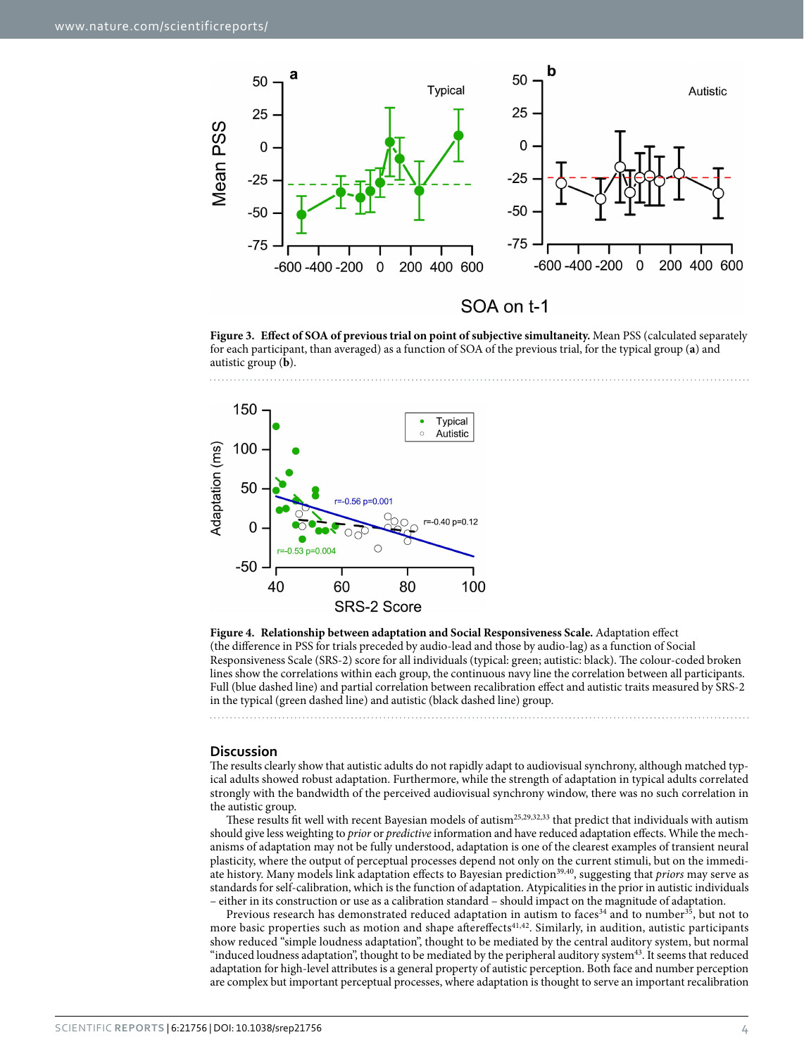**Figure 3. Effect of SOA of previous trial on point of subjective simultaneity.** Mean PSS (calculated separately for each participant, than averaged) as a function of SOA of the previous trial, for the typical group (**a**) and autistic group (**b**).

**Figure 4. Relationship between adaptation and Social Responsiveness Scale.** Adaptation effect (the difference in PSS for trials preceded by audio-lead and those by audio-lag) as a function of Social Responsiveness Scale (SRS-2) score for all individuals (typical: green; autistic: black). The colour-coded broken lines show the correlations within each group, the continuous navy line the correlation between all participants. Full (blue dashed line) and partial correlation between recalibration effect and autistic traits measured by SRS-2 in the typical (green dashed line) and autistic (black dashed line) group.

## Discussion

The results clearly show that autistic adults do not rapidly adapt to audiovisual synchrony, although matched typical adults showed robust adaptation. Furthermore, while the strength of adaptation in typical adults correlated strongly with the bandwidth of the perceived audiovisual synchrony window, there was no such correlation in the autistic group.

These results fit well with recent Bayesian models of autism[25,29,32,33] that predict that individuals with autism should give less weighting to *prior* or *predictive* information and have reduced adaptation effects. While the mechanisms of adaptation may not be fully understood, adaptation is one of the clearest examples of transient neural plasticity, where the output of perceptual processes depend not only on the current stimuli, but on the immediate history. Many models link adaptation effects to Bayesian prediction[39,40], suggesting that *priors* may serve as standards for self-calibration, which is the function of adaptation. Atypicalities in the prior in autistic individuals – either in its construction or use as a calibration standard – should impact on the magnitude of adaptation.

Previous research has demonstrated reduced adaptation in autism to faces[34] and to number[35], but not to more basic properties such as motion and shape aftereffects[41,42]. Similarly, in audition, autistic participants show reduced "simple loudness adaptation", thought to be mediated by the central auditory system, but normal "induced loudness adaptation", thought to be mediated by the peripheral auditory system[43]. It seems that reduced adaptation for high-level attributes is a general property of autistic perception. Both face and number perception are complex but important perceptual processes, where adaptation is thought to serve an important recalibration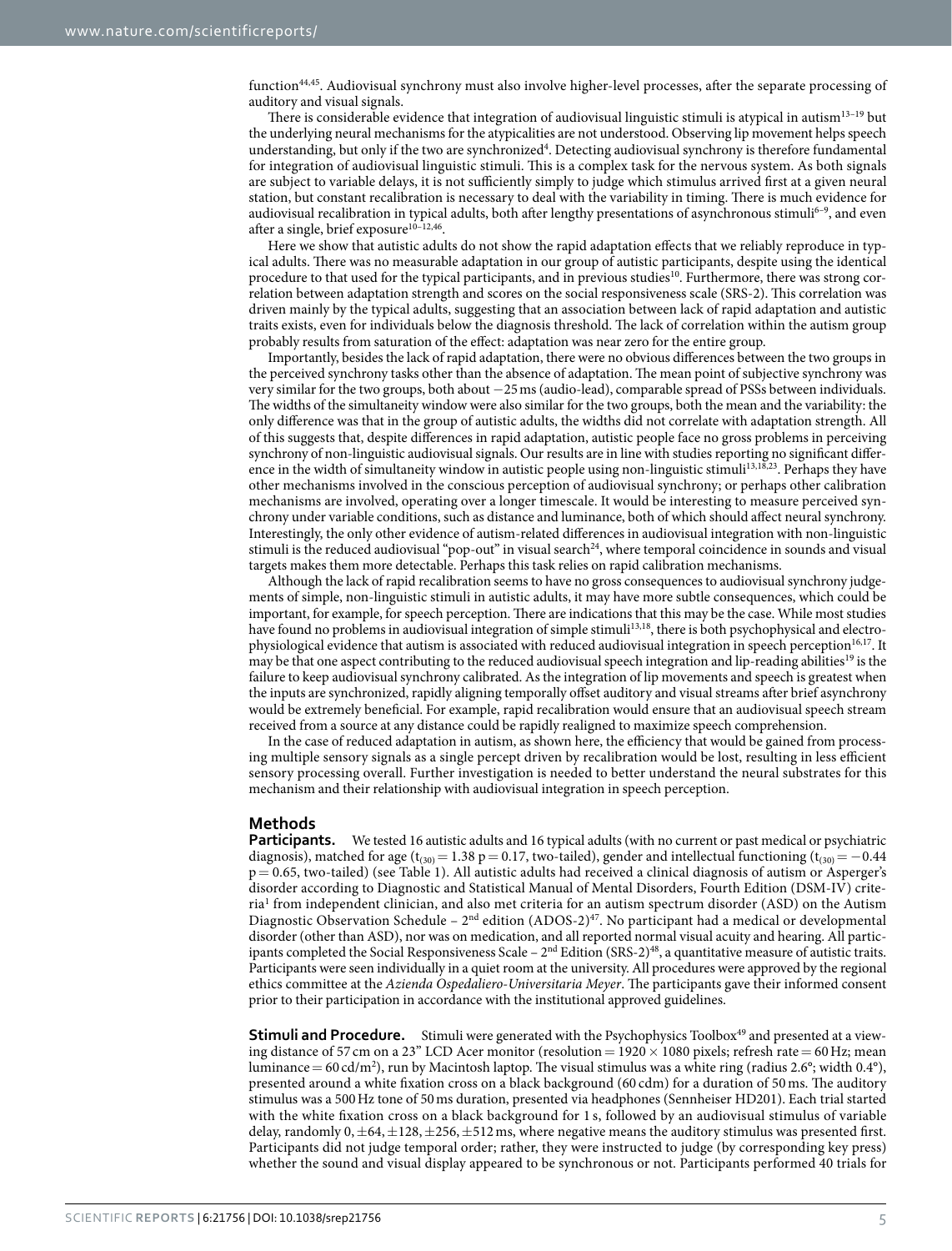function[44,45]. Audiovisual synchrony must also involve higher-level processes, after the separate processing of auditory and visual signals.

There is considerable evidence that integration of audiovisual linguistic stimuli is atypical in autism[13–19] but the underlying neural mechanisms for the atypicalities are not understood. Observing lip movement helps speech understanding, but only if the two are synchronized[4]. Detecting audiovisual synchrony is therefore fundamental for integration of audiovisual linguistic stimuli. This is a complex task for the nervous system. As both signals are subject to variable delays, it is not sufficiently simply to judge which stimulus arrived first at a given neural station, but constant recalibration is necessary to deal with the variability in timing. There is much evidence for audiovisual recalibration in typical adults, both after lengthy presentations of asynchronous stimuli[6–9], and even after a single, brief exposure[10–12,46].

Here we show that autistic adults do not show the rapid adaptation effects that we reliably reproduce in typical adults. There was no measurable adaptation in our group of autistic participants, despite using the identical procedure to that used for the typical participants, and in previous studies[10]. Furthermore, there was strong correlation between adaptation strength and scores on the social responsiveness scale (SRS-2). This correlation was driven mainly by the typical adults, suggesting that an association between lack of rapid adaptation and autistic traits exists, even for individuals below the diagnosis threshold. The lack of correlation within the autism group probably results from saturation of the effect: adaptation was near zero for the entire group.

Importantly, besides the lack of rapid adaptation, there were no obvious differences between the two groups in the perceived synchrony tasks other than the absence of adaptation. The mean point of subjective synchrony was very similar for the two groups, both about −25 ms (audio-lead), comparable spread of PSSs between individuals. The widths of the simultaneity window were also similar for the two groups, both the mean and the variability: the only difference was that in the group of autistic adults, the widths did not correlate with adaptation strength. All of this suggests that, despite differences in rapid adaptation, autistic people face no gross problems in perceiving synchrony of non-linguistic audiovisual signals. Our results are in line with studies reporting no significant difference in the width of simultaneity window in autistic people using non-linguistic stimuli[13,18,23]. Perhaps they have other mechanisms involved in the conscious perception of audiovisual synchrony; or perhaps other calibration mechanisms are involved, operating over a longer timescale. It would be interesting to measure perceived synchrony under variable conditions, such as distance and luminance, both of which should affect neural synchrony. Interestingly, the only other evidence of autism-related differences in audiovisual integration with non-linguistic stimuli is the reduced audiovisual "pop-out" in visual search[24], where temporal coincidence in sounds and visual targets makes them more detectable. Perhaps this task relies on rapid calibration mechanisms.

Although the lack of rapid recalibration seems to have no gross consequences to audiovisual synchrony judgements of simple, non-linguistic stimuli in autistic adults, it may have more subtle consequences, which could be important, for example, for speech perception. There are indications that this may be the case. While most studies have found no problems in audiovisual integration of simple stimuli[13,18], there is both psychophysical and electrophysiological evidence that autism is associated with reduced audiovisual integration in speech perception[16,17]. It may be that one aspect contributing to the reduced audiovisual speech integration and lip-reading abilities[19] is the failure to keep audiovisual synchrony calibrated. As the integration of lip movements and speech is greatest when the inputs are synchronized, rapidly aligning temporally offset auditory and visual streams after brief asynchrony would be extremely beneficial. For example, rapid recalibration would ensure that an audiovisual speech stream received from a source at any distance could be rapidly realigned to maximize speech comprehension.

In the case of reduced adaptation in autism, as shown here, the efficiency that would be gained from processing multiple sensory signals as a single percept driven by recalibration would be lost, resulting in less efficient sensory processing overall. Further investigation is needed to better understand the neural substrates for this mechanism and their relationship with audiovisual integration in speech perception.

## Methods

**Participants.** We tested 16 autistic adults and 16 typical adults (with no current or past medical or psychiatric diagnosis), matched for age ($t_{(30)} = 1.38$ $p = 0.17$, two-tailed), gender and intellectual functioning ($t_{(30)} = -0.44$ $p = 0.65$, two-tailed) (see Table 1). All autistic adults had received a clinical diagnosis of autism or Asperger's disorder according to Diagnostic and Statistical Manual of Mental Disorders, Fourth Edition (DSM-IV) criteria[1] from independent clinician, and also met criteria for an autism spectrum disorder (ASD) on the Autism Diagnostic Observation Schedule – 2nd edition (ADOS-2)[47]. No participant had a medical or developmental disorder (other than ASD), nor was on medication, and all reported normal visual acuity and hearing. All participants completed the Social Responsiveness Scale – 2nd Edition (SRS-2)[48], a quantitative measure of autistic traits. Participants were seen individually in a quiet room at the university. All procedures were approved by the regional ethics committee at the *Azienda Ospedaliero-Universitaria Meyer*. The participants gave their informed consent prior to their participation in accordance with the institutional approved guidelines.

**Stimuli and Procedure.** Stimuli were generated with the Psychophysics Toolbox[49] and presented at a viewing distance of 57 cm on a 23" LCD Acer monitor (resolution = 1920 × 1080 pixels; refresh rate = 60 Hz; mean luminance = 60 cd/m$^2$), run by Macintosh laptop. The visual stimulus was a white ring (radius 2.6°; width 0.4°), presented around a white fixation cross on a black background (60 cdm) for a duration of 50 ms. The auditory stimulus was a 500 Hz tone of 50 ms duration, presented via headphones (Sennheiser HD201). Each trial started with the white fixation cross on a black background for 1 s, followed by an audiovisual stimulus of variable delay, randomly 0, ±64, ±128, ±256, ±512 ms, where negative means the auditory stimulus was presented first. Participants did not judge temporal order; rather, they were instructed to judge (by corresponding key press) whether the sound and visual display appeared to be synchronous or not. Participants performed 40 trials for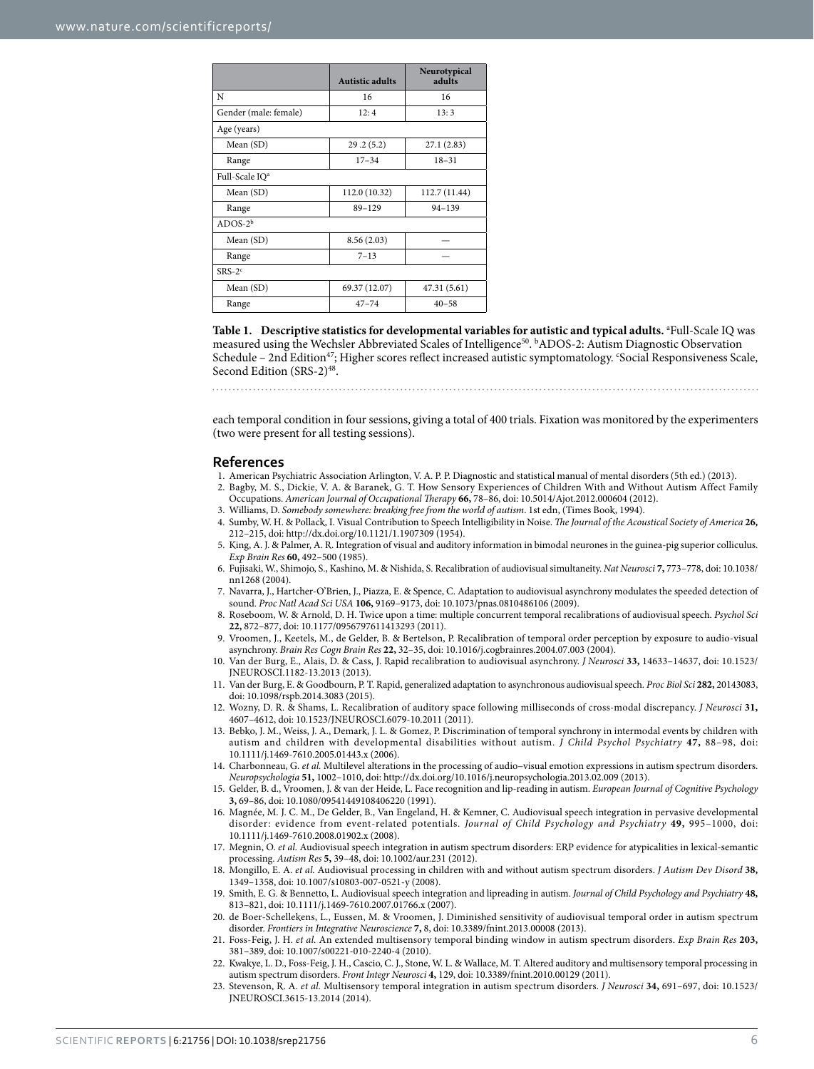| | Autistic adults | Neurotypical adults |
|---|---|---|
| N | 16 | 16 |
| Gender (male: female) | 12: 4 | 13: 3 |
| Age (years) | | |
| Mean (SD) | 29 .2 (5.2) | 27.1 (2.83) |
| Range | 17–34 | 18–31 |
| Full-Scale IQ[a] | | |
| Mean (SD) | 112.0 (10.32) | 112.7 (11.44) |
| Range | 89–129 | 94–139 |
| ADOS-2[b] | | |
| Mean (SD) | 8.56 (2.03) | — |
| Range | 7–13 | — |
| SRS-2[c] | | |
| Mean (SD) | 69.37 (12.07) | 47.31 (5.61) |
| Range | 47–74 | 40–58 |

**Table 1. Descriptive statistics for developmental variables for autistic and typical adults.** [a]Full-Scale IQ was measured using the Wechsler Abbreviated Scales of Intelligence[50]. [b]ADOS-2: Autism Diagnostic Observation Schedule – 2nd Edition[47]; Higher scores reflect increased autistic symptomatology. [c]Social Responsiveness Scale, Second Edition (SRS-2)[48].

each temporal condition in four sessions, giving a total of 400 trials. Fixation was monitored by the experimenters (two were present for all testing sessions).

## References

1. American Psychiatric Association Arlington, V. A. P. P. Diagnostic and statistical manual of mental disorders (5th ed.) (2013).
2. Bagby, M. S., Dickie, V. A. & Baranek, G. T. How Sensory Experiences of Children With and Without Autism Affect Family Occupations. *American Journal of Occupational Therapy* **66,** 78–86, doi: 10.5014/Ajot.2012.000604 (2012).
3. Williams, D. *Somebody somewhere: breaking free from the world of autism*. 1st edn, (Times Book, 1994).
4. Sumby, W. H. & Pollack, I. Visual Contribution to Speech Intelligibility in Noise. *The Journal of the Acoustical Society of America* **26,** 212–215, doi: http://dx.doi.org/10.1121/1.1907309 (1954).
5. King, A. J. & Palmer, A. R. Integration of visual and auditory information in bimodal neurones in the guinea-pig superior colliculus. *Exp Brain Res* **60,** 492–500 (1985).
6. Fujisaki, W., Shimojo, S., Kashino, M. & Nishida, S. Recalibration of audiovisual simultaneity. *Nat Neurosci* **7,** 773–778, doi: 10.1038/nn1268 (2004).
7. Navarra, J., Hartcher-O'Brien, J., Piazza, E. & Spence, C. Adaptation to audiovisual asynchrony modulates the speeded detection of sound. *Proc Natl Acad Sci USA* **106,** 9169–9173, doi: 10.1073/pnas.0810486106 (2009).
8. Roseboom, W. & Arnold, D. H. Twice upon a time: multiple concurrent temporal recalibrations of audiovisual speech. *Psychol Sci* **22,** 872–877, doi: 10.1177/0956797611413293 (2011).
9. Vroomen, J., Keetels, M., de Gelder, B. & Bertelson, P. Recalibration of temporal order perception by exposure to audio-visual asynchrony. *Brain Res Cogn Brain Res* **22,** 32–35, doi: 10.1016/j.cogbrainres.2004.07.003 (2004).
10. Van der Burg, E., Alais, D. & Cass, J. Rapid recalibration to audiovisual asynchrony. *J Neurosci* **33,** 14633–14637, doi: 10.1523/JNEUROSCI.1182-13.2013 (2013).
11. Van der Burg, E. & Goodbourn, P. T. Rapid, generalized adaptation to asynchronous audiovisual speech. *Proc Biol Sci* **282,** 20143083, doi: 10.1098/rspb.2014.3083 (2015).
12. Wozny, D. R. & Shams, L. Recalibration of auditory space following milliseconds of cross-modal discrepancy. *J Neurosci* **31,** 4607–4612, doi: 10.1523/JNEUROSCI.6079-10.2011 (2011).
13. Bebko, J. M., Weiss, J. A., Demark, J. L. & Gomez, P. Discrimination of temporal synchrony in intermodal events by children with autism and children with developmental disabilities without autism. *J Child Psychol Psychiatry* **47,** 88–98, doi: 10.1111/j.1469-7610.2005.01443.x (2006).
14. Charbonneau, G. *et al.* Multilevel alterations in the processing of audio–visual emotion expressions in autism spectrum disorders. *Neuropsychologia* **51,** 1002–1010, doi: http://dx.doi.org/10.1016/j.neuropsychologia.2013.02.009 (2013).
15. Gelder, B. d., Vroomen, J. & van der Heide, L. Face recognition and lip-reading in autism. *European Journal of Cognitive Psychology* **3,** 69–86, doi: 10.1080/09541449108406220 (1991).
16. Magnée, M. J. C. M., De Gelder, B., Van Engeland, H. & Kemner, C. Audiovisual speech integration in pervasive developmental disorder: evidence from event-related potentials. *Journal of Child Psychology and Psychiatry* **49,** 995–1000, doi: 10.1111/j.1469-7610.2008.01902.x (2008).
17. Megnin, O. *et al.* Audiovisual speech integration in autism spectrum disorders: ERP evidence for atypicalities in lexical-semantic processing. *Autism Res* **5,** 39–48, doi: 10.1002/aur.231 (2012).
18. Mongillo, E. A. *et al.* Audiovisual processing in children with and without autism spectrum disorders. *J Autism Dev Disord* **38,** 1349–1358, doi: 10.1007/s10803-007-0521-y (2008).
19. Smith, E. G. & Bennetto, L. Audiovisual speech integration and lipreading in autism. *Journal of Child Psychology and Psychiatry* **48,** 813–821, doi: 10.1111/j.1469-7610.2007.01766.x (2007).
20. de Boer-Schellekens, L., Eussen, M. & Vroomen, J. Diminished sensitivity of audiovisual temporal order in autism spectrum disorder. *Frontiers in Integrative Neuroscience* **7,** 8, doi: 10.3389/fnint.2013.00008 (2013).
21. Foss-Feig, J. H. *et al.* An extended multisensory temporal binding window in autism spectrum disorders. *Exp Brain Res* **203,** 381–389, doi: 10.1007/s00221-010-2240-4 (2010).
22. Kwakye, L. D., Foss-Feig, J. H., Cascio, C. J., Stone, W. L. & Wallace, M. T. Altered auditory and multisensory temporal processing in autism spectrum disorders. *Front Integr Neurosci* **4,** 129, doi: 10.3389/fnint.2010.00129 (2011).
23. Stevenson, R. A. *et al.* Multisensory temporal integration in autism spectrum disorders. *J Neurosci* **34,** 691–697, doi: 10.1523/JNEUROSCI.3615-13.2014 (2014).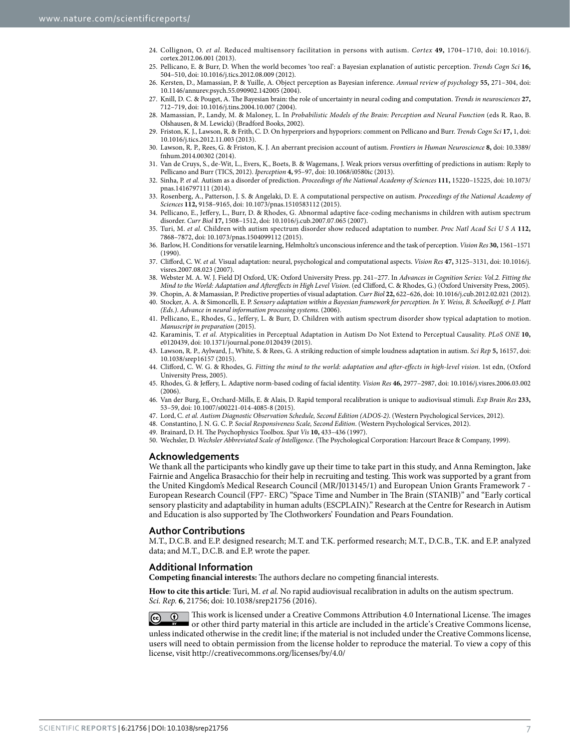24. Collignon, O. *et al.* Reduced multisensory facilitation in persons with autism. *Cortex* **49,** 1704–1710, doi: 10.1016/j.cortex.2012.06.001 (2013).
25. Pellicano, E. & Burr, D. When the world becomes 'too real': a Bayesian explanation of autistic perception. *Trends Cogn Sci* **16,** 504–510, doi: 10.1016/j.tics.2012.08.009 (2012).
26. Kersten, D., Mamassian, P. & Yuille, A. Object perception as Bayesian inference. *Annual review of psychology* **55,** 271–304, doi: 10.1146/annurev.psych.55.090902.142005 (2004).
27. Knill, D. C. & Pouget, A. The Bayesian brain: the role of uncertainty in neural coding and computation. *Trends in neurosciences* **27,** 712–719, doi: 10.1016/j.tins.2004.10.007 (2004).
28. Mamassian, P., Landy, M. & Maloney, L. In *Probabilistic Models of the Brain: Perception and Neural Function* (eds R. Rao, B. Olshausen, & M. Lewicki) (Bradford Books, 2002).
29. Friston, K. J., Lawson, R. & Frith, C. D. On hyperpriors and hypopriors: comment on Pellicano and Burr. *Trends Cogn Sci* **17,** 1, doi: 10.1016/j.tics.2012.11.003 (2013).
30. Lawson, R. P., Rees, G. & Friston, K. J. An aberrant precision account of autism. *Frontiers in Human Neuroscience* **8,** doi: 10.3389/fnhum.2014.00302 (2014).
31. Van de Cruys, S., de-Wit, L., Evers, K., Boets, B. & Wagemans, J. Weak priors versus overfitting of predictions in autism: Reply to Pellicano and Burr (TICS, 2012). *Iperception* **4,** 95–97, doi: 10.1068/i0580ic (2013).
32. Sinha, P. *et al.* Autism as a disorder of prediction. *Proceedings of the National Academy of Sciences* **111,** 15220–15225, doi: 10.1073/pnas.1416797111 (2014).
33. Rosenberg, A., Patterson, J. S. & Angelaki, D. E. A computational perspective on autism. *Proceedings of the National Academy of Sciences* **112,** 9158–9165, doi: 10.1073/pnas.1510583112 (2015).
34. Pellicano, E., Jeffery, L., Burr, D. & Rhodes, G. Abnormal adaptive face-coding mechanisms in children with autism spectrum disorder. *Curr Biol* **17,** 1508–1512, doi: 10.1016/j.cub.2007.07.065 (2007).
35. Turi, M. *et al*. Children with autism spectrum disorder show reduced adaptation to number. *Proc Natl Acad Sci U S A* **112,** 7868–7872, doi: 10.1073/pnas.1504099112 (2015).
36. Barlow, H. Conditions for versatile learning, Helmholtz's unconscious inference and the task of perception. *Vision Res* **30,** 1561–1571 (1990).
37. Clifford, C. W. *et al.* Visual adaptation: neural, psychological and computational aspects. *Vision Res* **47,** 3125–3131, doi: 10.1016/j.visres.2007.08.023 (2007).
38. Webster M. A. W. J. Field DJ Oxford, UK: Oxford University Press. pp. 241–277. In *Advances in Cognition Series: Vol.2. Fitting the Mind to the World: Adaptation and Aftereffects in High Level Vision.* (ed Clifford, C. & Rhodes, G.) (Oxford University Press, 2005).
39. Chopin, A. & Mamassian, P. Predictive properties of visual adaptation. *Curr Biol* **22,** 622–626, doi: 10.1016/j.cub.2012.02.021 (2012).
40. Stocker, A. A. & Simoncelli, E. P. *Sensory adaptation within a Bayesian framework for perception. In Y. Weiss, B. Schoelkopf, & J. Platt (Eds.). Advance in neural information processing systems*. (2006).
41. Pellicano, E., Rhodes, G., Jeffery, L. & Burr, D. Children with autism spectrum disorder show typical adaptation to motion. *Manuscript in preparation* (2015).
42. Karaminis, T. *et al.* Atypicalities in Perceptual Adaptation in Autism Do Not Extend to Perceptual Causality. *PLoS ONE* **10,** e0120439, doi: 10.1371/journal.pone.0120439 (2015).
43. Lawson, R. P., Aylward, J., White, S. & Rees, G. A striking reduction of simple loudness adaptation in autism. *Sci Rep* **5,** 16157, doi: 10.1038/srep16157 (2015).
44. Clifford, C. W. G. & Rhodes, G. *Fitting the mind to the world: adaptation and after-effects in high-level vision*. 1st edn, (Oxford University Press, 2005).
45. Rhodes, G. & Jeffery, L. Adaptive norm-based coding of facial identity. *Vision Res* **46,** 2977–2987, doi: 10.1016/j.visres.2006.03.002 (2006).
46. Van der Burg, E., Orchard-Mills, E. & Alais, D. Rapid temporal recalibration is unique to audiovisual stimuli. *Exp Brain Res* **233,** 53–59, doi: 10.1007/s00221-014-4085-8 (2015).
47. Lord, C. *et al. Autism Diagnostic Observation Schedule, Second Edition (ADOS-2)*. (Western Psychological Services, 2012).
48. Constantino, J. N. G. C. P. *Social Responsiveness Scale, Second Edition*. (Western Psychological Services, 2012).
49. Brainard, D. H. The Psychophysics Toolbox. *Spat Vis* **10,** 433–436 (1997).
50. Wechsler, D. *Wechsler Abbreviated Scale of Intelligence*. (The Psychological Corporation: Harcourt Brace & Company, 1999).

## Acknowledgements

We thank all the participants who kindly gave up their time to take part in this study, and Anna Remington, Jake Fairnie and Angelica Brasacchio for their help in recruiting and testing. This work was supported by a grant from the United Kingdom's Medical Research Council (MR/J013145/1) and European Union Grants Framework 7 - European Research Council (FP7- ERC) "Space Time and Number in The Brain (STANIB)" and "Early cortical sensory plasticity and adaptability in human adults (ESCPLAIN)." Research at the Centre for Research in Autism and Education is also supported by The Clothworkers' Foundation and Pears Foundation.

## Author Contributions

M.T., D.C.B. and E.P. designed research; M.T. and T.K. performed research; M.T., D.C.B., T.K. and E.P. analyzed data; and M.T., D.C.B. and E.P. wrote the paper.

## Additional Information

**Competing financial interests:** The authors declare no competing financial interests.

**How to cite this article**: Turi, M. *et al.* No rapid audiovisual recalibration in adults on the autism spectrum. *Sci. Rep.* **6**, 21756; doi: 10.1038/srep21756 (2016).

This work is licensed under a Creative Commons Attribution 4.0 International License. The images or other third party material in this article are included in the article's Creative Commons license, unless indicated otherwise in the credit line; if the material is not included under the Creative Commons license, users will need to obtain permission from the license holder to reproduce the material. To view a copy of this license, visit http://creativecommons.org/licenses/by/4.0/